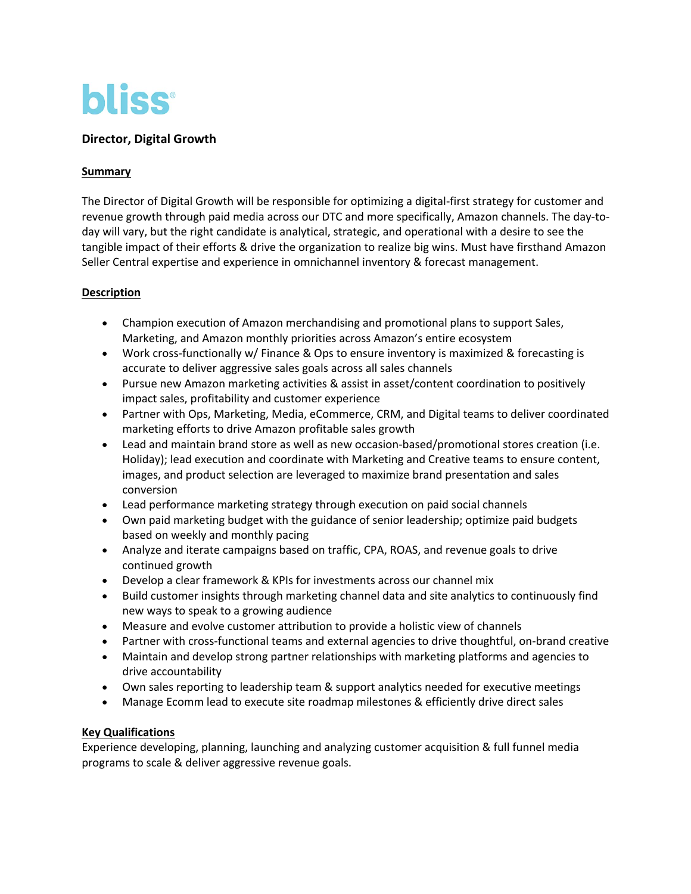# bliss®

## Director, Digital Growth

### Summary

The Director of Digital Growth will be responsible for optimizing a digital-first strategy for customer and revenue growth through paid media across our DTC and more specifically, Amazon channels. The day-to-day will vary, but the right candidate is analytical, strategic, and operational with a desire to see the tangible impact of their efforts & drive the organization to realize big wins. Must have firsthand Amazon Seller Central expertise and experience in omnichannel inventory & forecast management.

### Description

- Champion execution of Amazon merchandising and promotional plans to support Sales, Marketing, and Amazon monthly priorities across Amazon's entire ecosystem
- Work cross-functionally w/ Finance & Ops to ensure inventory is maximized & forecasting is accurate to deliver aggressive sales goals across all sales channels
- Pursue new Amazon marketing activities & assist in asset/content coordination to positively impact sales, profitability and customer experience
- Partner with Ops, Marketing, Media, eCommerce, CRM, and Digital teams to deliver coordinated marketing efforts to drive Amazon profitable sales growth
- Lead and maintain brand store as well as new occasion-based/promotional stores creation (i.e. Holiday); lead execution and coordinate with Marketing and Creative teams to ensure content, images, and product selection are leveraged to maximize brand presentation and sales conversion
- Lead performance marketing strategy through execution on paid social channels
- Own paid marketing budget with the guidance of senior leadership; optimize paid budgets based on weekly and monthly pacing
- Analyze and iterate campaigns based on traffic, CPA, ROAS, and revenue goals to drive continued growth
- Develop a clear framework & KPIs for investments across our channel mix
- Build customer insights through marketing channel data and site analytics to continuously find new ways to speak to a growing audience
- Measure and evolve customer attribution to provide a holistic view of channels
- Partner with cross-functional teams and external agencies to drive thoughtful, on-brand creative
- Maintain and develop strong partner relationships with marketing platforms and agencies to drive accountability
- Own sales reporting to leadership team & support analytics needed for executive meetings
- Manage Ecomm lead to execute site roadmap milestones & efficiently drive direct sales

### Key Qualifications

Experience developing, planning, launching and analyzing customer acquisition & full funnel media programs to scale & deliver aggressive revenue goals.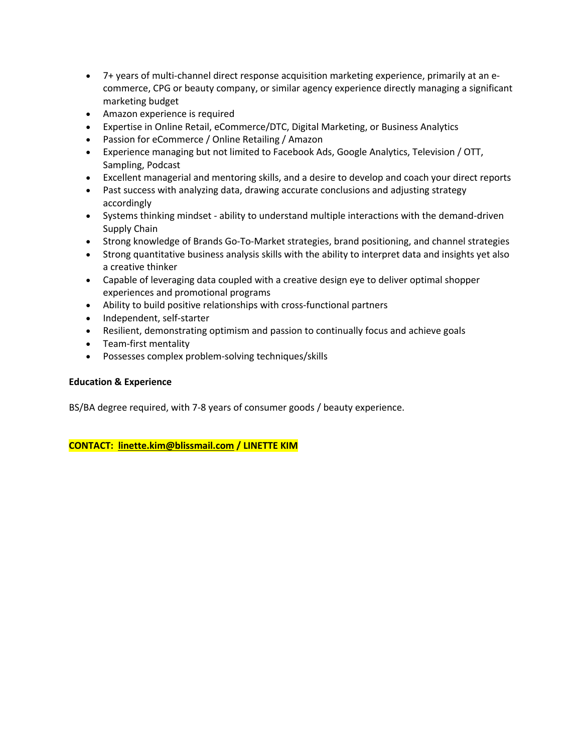- 7+ years of multi-channel direct response acquisition marketing experience, primarily at an e-commerce, CPG or beauty company, or similar agency experience directly managing a significant marketing budget
- Amazon experience is required
- Expertise in Online Retail, eCommerce/DTC, Digital Marketing, or Business Analytics
- Passion for eCommerce / Online Retailing / Amazon
- Experience managing but not limited to Facebook Ads, Google Analytics, Television / OTT, Sampling, Podcast
- Excellent managerial and mentoring skills, and a desire to develop and coach your direct reports
- Past success with analyzing data, drawing accurate conclusions and adjusting strategy accordingly
- Systems thinking mindset - ability to understand multiple interactions with the demand-driven Supply Chain
- Strong knowledge of Brands Go-To-Market strategies, brand positioning, and channel strategies
- Strong quantitative business analysis skills with the ability to interpret data and insights yet also a creative thinker
- Capable of leveraging data coupled with a creative design eye to deliver optimal shopper experiences and promotional programs
- Ability to build positive relationships with cross-functional partners
- Independent, self-starter
- Resilient, demonstrating optimism and passion to continually focus and achieve goals
- Team-first mentality
- Possesses complex problem-solving techniques/skills

**Education & Experience**

BS/BA degree required, with 7-8 years of consumer goods / beauty experience.

**CONTACT: linette.kim@blissmail.com / LINETTE KIM**